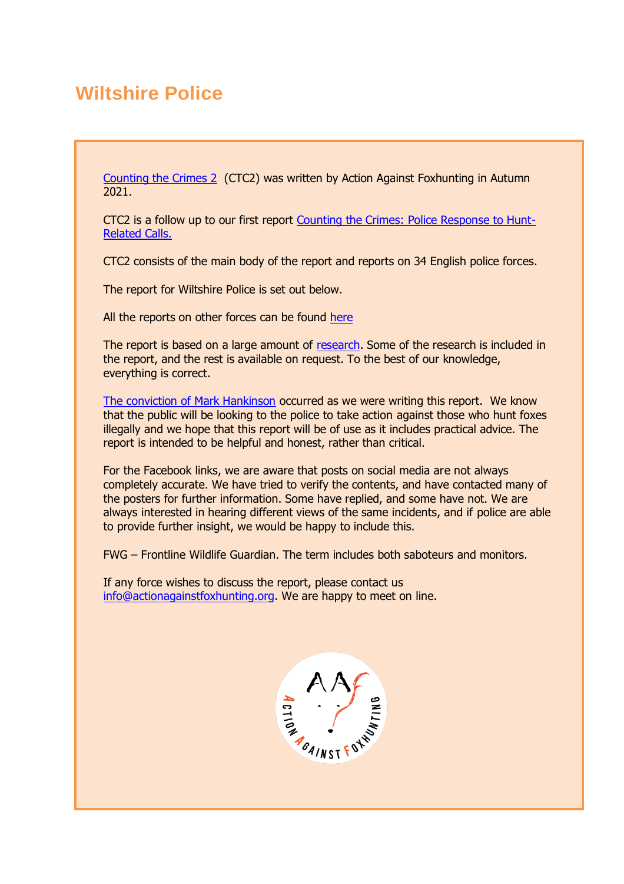# Wiltshire Police

Counting the Crimes 2 (CTC2) was written by Action Against Foxhunting in Autumn 2021.

CTC2 is a follow up to our first report Counting the Crimes: Police Response to Hunt-Related Calls.

CTC2 consists of the main body of the report and reports on 34 English police forces.

The report for Wiltshire Police is set out below.

All the reports on other forces can be found here

The report is based on a large amount of research. Some of the research is included in the report, and the rest is available on request. To the best of our knowledge, everything is correct.

The conviction of Mark Hankinson occurred as we were writing this report. We know that the public will be looking to the police to take action against those who hunt foxes illegally and we hope that this report will be of use as it includes practical advice. The report is intended to be helpful and honest, rather than critical.

For the Facebook links, we are aware that posts on social media are not always completely accurate. We have tried to verify the contents, and have contacted many of the posters for further information. Some have replied, and some have not. We are always interested in hearing different views of the same incidents, and if police are able to provide further insight, we would be happy to include this.

FWG – Frontline Wildlife Guardian. The term includes both saboteurs and monitors.

If any force wishes to discuss the report, please contact us info@actionagainstfoxhunting.org. We are happy to meet on line.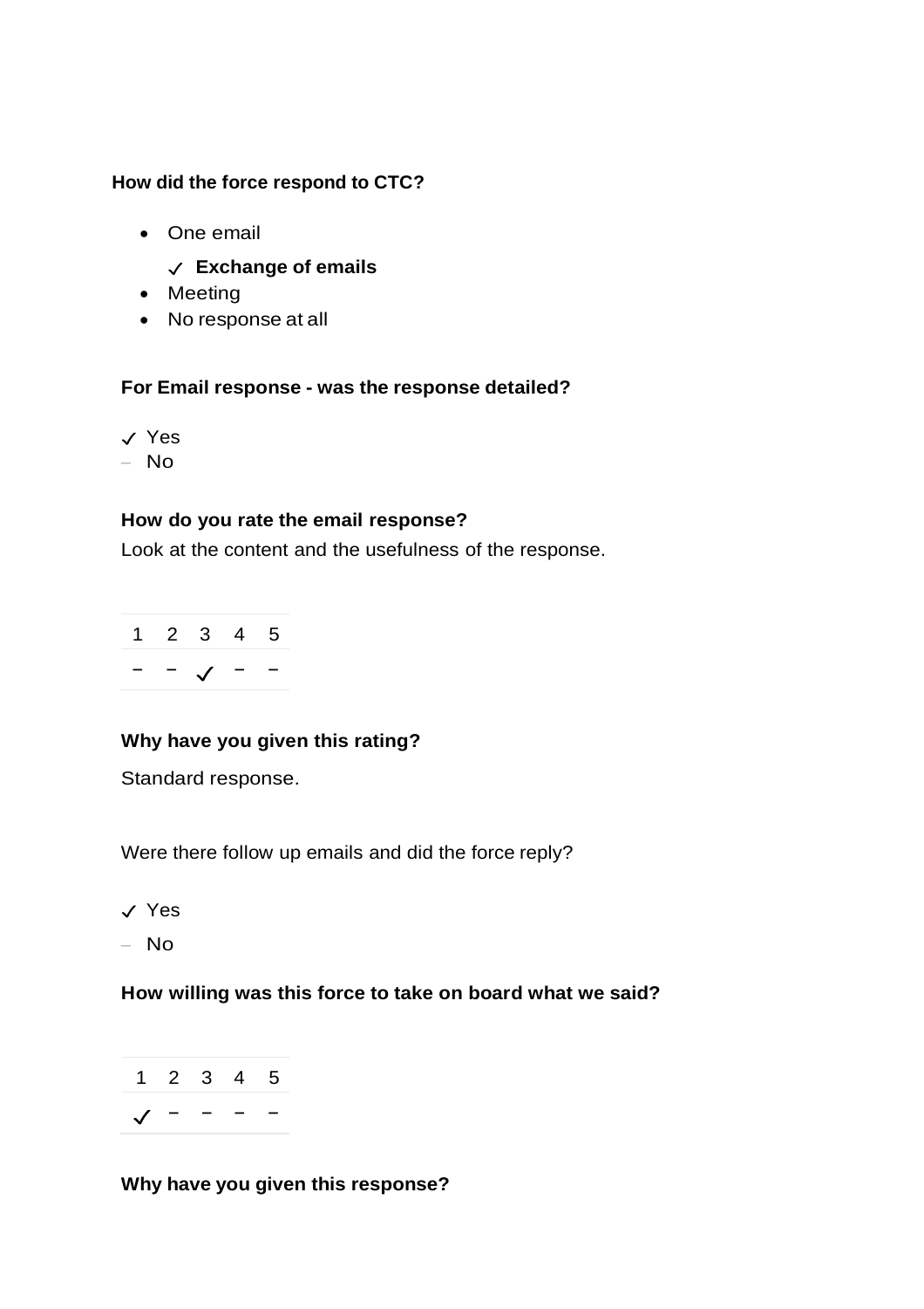**How did the force respond to CTC?**

- One email
  - ✓ **Exchange of emails**
- Meeting
- No response at all

**For Email response - was the response detailed?**

✓ Yes
– No

**How do you rate the email response?**

Look at the content and the usefulness of the response.

| 1 | 2 | 3 | 4 | 5 |
|---|---|---|---|---|
| – | – | ✓ | – | – |

**Why have you given this rating?**

Standard response.

Were there follow up emails and did the force reply?

✓ Yes
– No

**How willing was this force to take on board what we said?**

| 1 | 2 | 3 | 4 | 5 |
|---|---|---|---|---|
| ✓ | – | – | – | – |

**Why have you given this response?**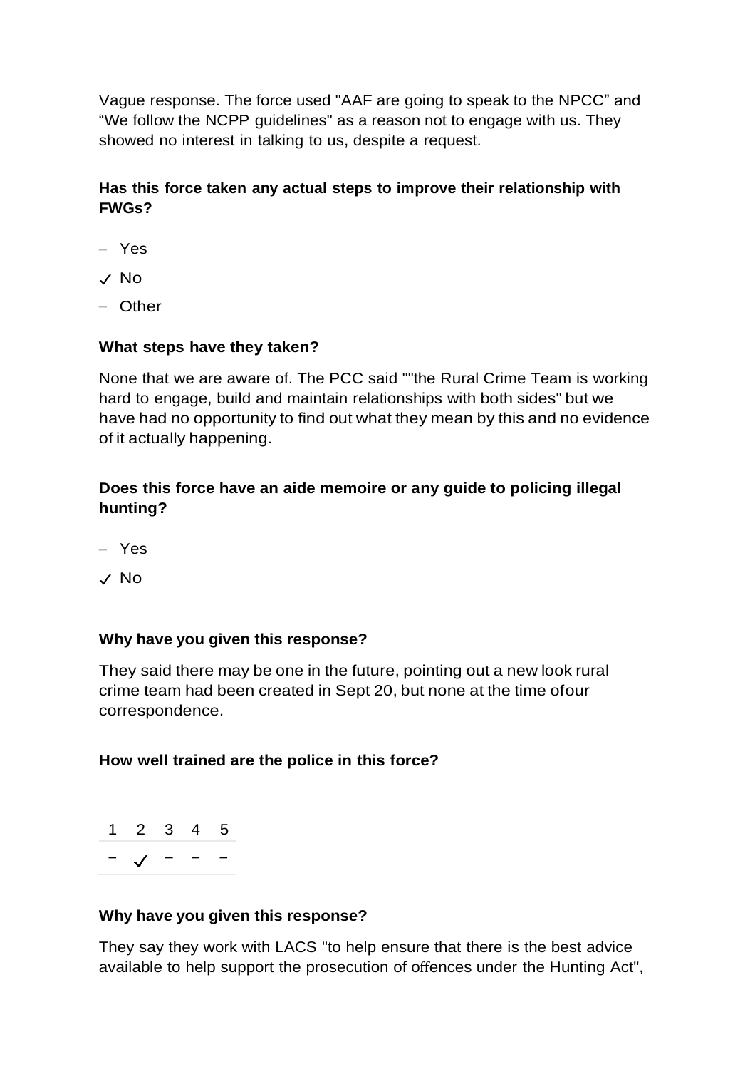Vague response. The force used "AAF are going to speak to the NPCC" and "We follow the NCPP guidelines" as a reason not to engage with us. They showed no interest in talking to us, despite a request.

**Has this force taken any actual steps to improve their relationship with FWGs?**

– Yes

✓ No

– Other

**What steps have they taken?**

None that we are aware of. The PCC said ""the Rural Crime Team is working hard to engage, build and maintain relationships with both sides" but we have had no opportunity to find out what they mean by this and no evidence of it actually happening.

**Does this force have an aide memoire or any guide to policing illegal hunting?**

– Yes

✓ No

**Why have you given this response?**

They said there may be one in the future, pointing out a new look rural crime team had been created in Sept 20, but none at the time ofour correspondence.

**How well trained are the police in this force?**

| 1 | 2 | 3 | 4 | 5 |
|---|---|---|---|---|
| – | ✓ | – | – | – |

**Why have you given this response?**

They say they work with LACS "to help ensure that there is the best advice available to help support the prosecution of offences under the Hunting Act",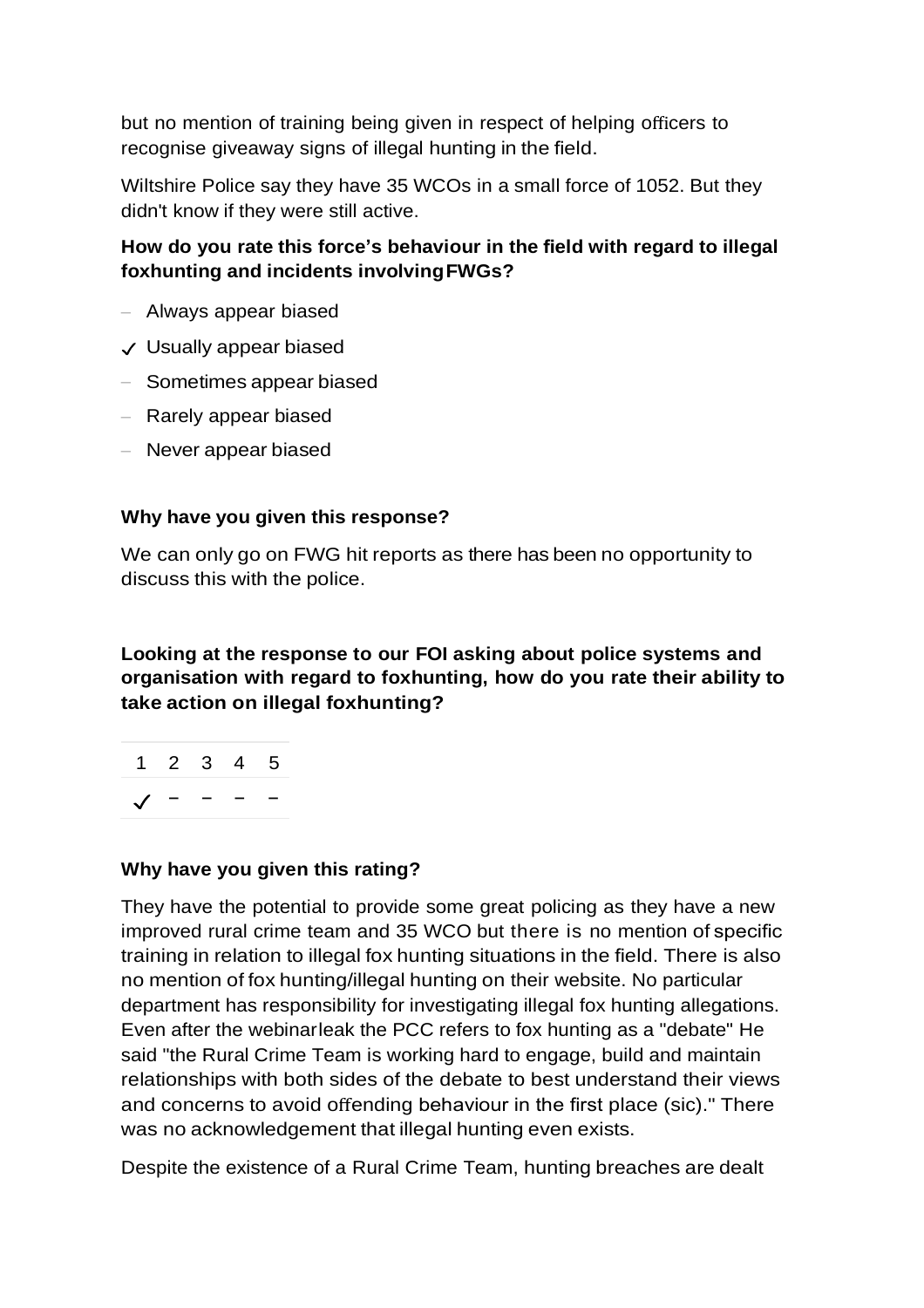but no mention of training being given in respect of helping officers to recognise giveaway signs of illegal hunting in the field.

Wiltshire Police say they have 35 WCOs in a small force of 1052. But they didn't know if they were still active.

**How do you rate this force's behaviour in the field with regard to illegal foxhunting and incidents involving FWGs?**

- – Always appear biased
- ✓ Usually appear biased
- – Sometimes appear biased
- – Rarely appear biased
- – Never appear biased

**Why have you given this response?**

We can only go on FWG hit reports as there has been no opportunity to discuss this with the police.

**Looking at the response to our FOI asking about police systems and organisation with regard to foxhunting, how do you rate their ability to take action on illegal foxhunting?**

| 1 | 2 | 3 | 4 | 5 |
|---|---|---|---|---|
| ✓ | – | – | – | – |

**Why have you given this rating?**

They have the potential to provide some great policing as they have a new improved rural crime team and 35 WCO but there is no mention of specific training in relation to illegal fox hunting situations in the field. There is also no mention of fox hunting/illegal hunting on their website. No particular department has responsibility for investigating illegal fox hunting allegations. Even after the webinarleak the PCC refers to fox hunting as a "debate" He said "the Rural Crime Team is working hard to engage, build and maintain relationships with both sides of the debate to best understand their views and concerns to avoid offending behaviour in the first place (sic)." There was no acknowledgement that illegal hunting even exists.

Despite the existence of a Rural Crime Team, hunting breaches are dealt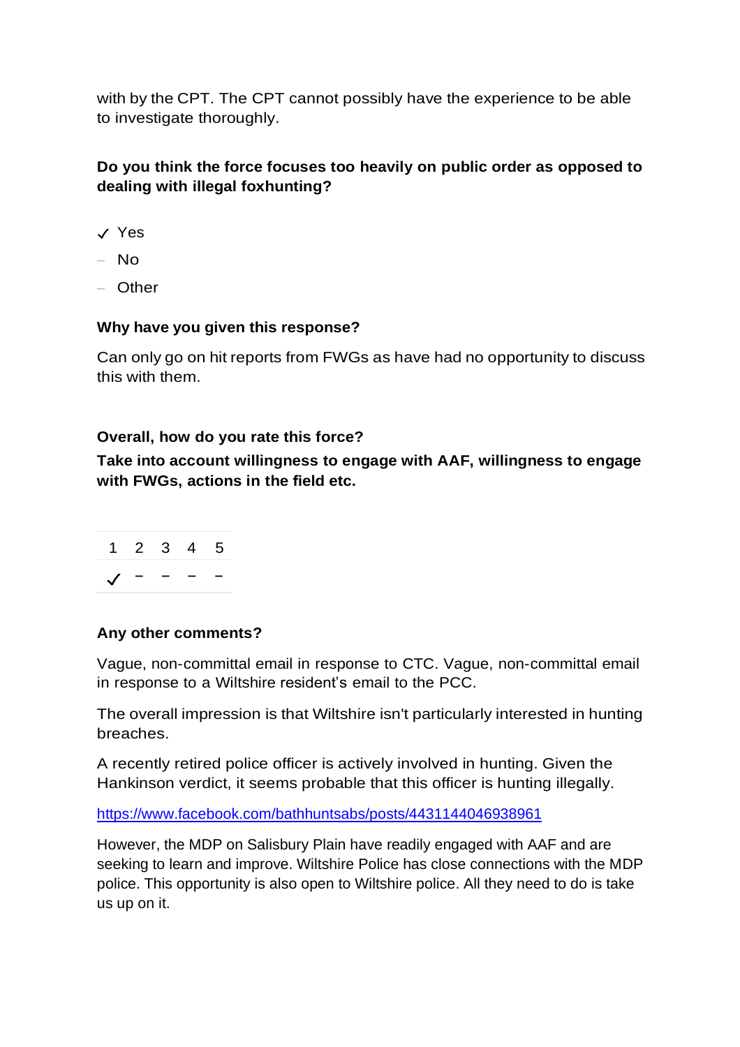with by the CPT. The CPT cannot possibly have the experience to be able to investigate thoroughly.

**Do you think the force focuses too heavily on public order as opposed to dealing with illegal foxhunting?**

- ✓ Yes
- – No
- – Other

**Why have you given this response?**

Can only go on hit reports from FWGs as have had no opportunity to discuss this with them.

**Overall, how do you rate this force?**

**Take into account willingness to engage with AAF, willingness to engage with FWGs, actions in the field etc.**

| 1 | 2 | 3 | 4 | 5 |
|---|---|---|---|---|
| ✓ | – | – | – | – |

**Any other comments?**

Vague, non-committal email in response to CTC. Vague, non-committal email in response to a Wiltshire resident's email to the PCC.

The overall impression is that Wiltshire isn't particularly interested in hunting breaches.

A recently retired police officer is actively involved in hunting. Given the Hankinson verdict, it seems probable that this officer is hunting illegally.

https://www.facebook.com/bathhuntsabs/posts/4431144046938961

However, the MDP on Salisbury Plain have readily engaged with AAF and are seeking to learn and improve. Wiltshire Police has close connections with the MDP police. This opportunity is also open to Wiltshire police. All they need to do is take us up on it.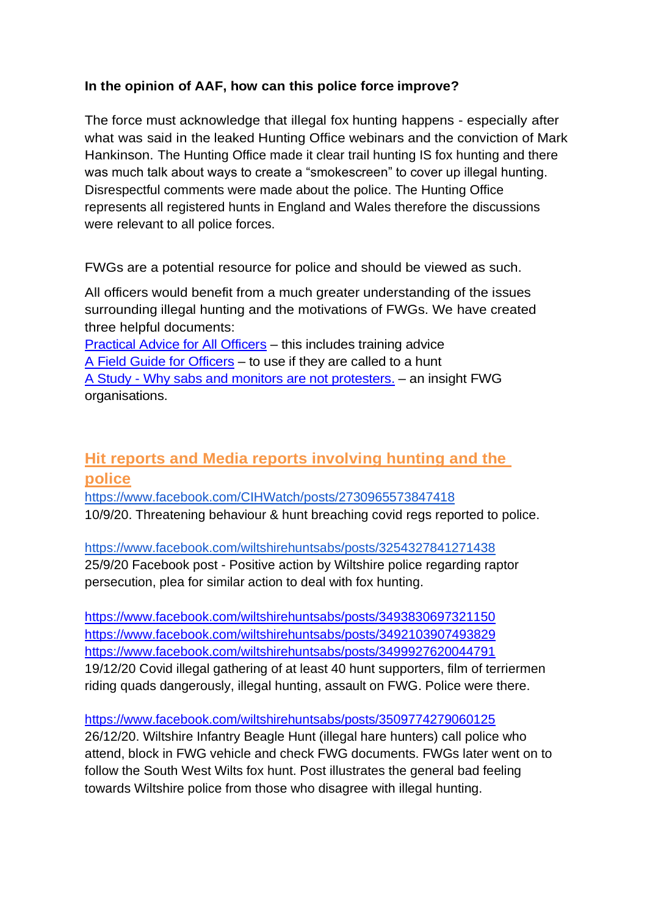**In the opinion of AAF, how can this police force improve?**

The force must acknowledge that illegal fox hunting happens - especially after what was said in the leaked Hunting Office webinars and the conviction of Mark Hankinson. The Hunting Office made it clear trail hunting IS fox hunting and there was much talk about ways to create a "smokescreen" to cover up illegal hunting. Disrespectful comments were made about the police. The Hunting Office represents all registered hunts in England and Wales therefore the discussions were relevant to all police forces.

FWGs are a potential resource for police and should be viewed as such.

All officers would benefit from a much greater understanding of the issues surrounding illegal hunting and the motivations of FWGs. We have created three helpful documents:
Practical Advice for All Officers – this includes training advice
A Field Guide for Officers – to use if they are called to a hunt
A Study - Why sabs and monitors are not protesters. – an insight FWG organisations.

## Hit reports and Media reports involving hunting and the police

https://www.facebook.com/CIHWatch/posts/2730965573847418
10/9/20. Threatening behaviour & hunt breaching covid regs reported to police.

https://www.facebook.com/wiltshirehuntsabs/posts/3254327841271438
25/9/20 Facebook post - Positive action by Wiltshire police regarding raptor persecution, plea for similar action to deal with fox hunting.

https://www.facebook.com/wiltshirehuntsabs/posts/3493830697321150
https://www.facebook.com/wiltshirehuntsabs/posts/3492103907493829
https://www.facebook.com/wiltshirehuntsabs/posts/3499927620044791
19/12/20 Covid illegal gathering of at least 40 hunt supporters, film of terriermen riding quads dangerously, illegal hunting, assault on FWG. Police were there.

https://www.facebook.com/wiltshirehuntsabs/posts/3509774279060125
26/12/20. Wiltshire Infantry Beagle Hunt (illegal hare hunters) call police who attend, block in FWG vehicle and check FWG documents. FWGs later went on to follow the South West Wilts fox hunt. Post illustrates the general bad feeling towards Wiltshire police from those who disagree with illegal hunting.